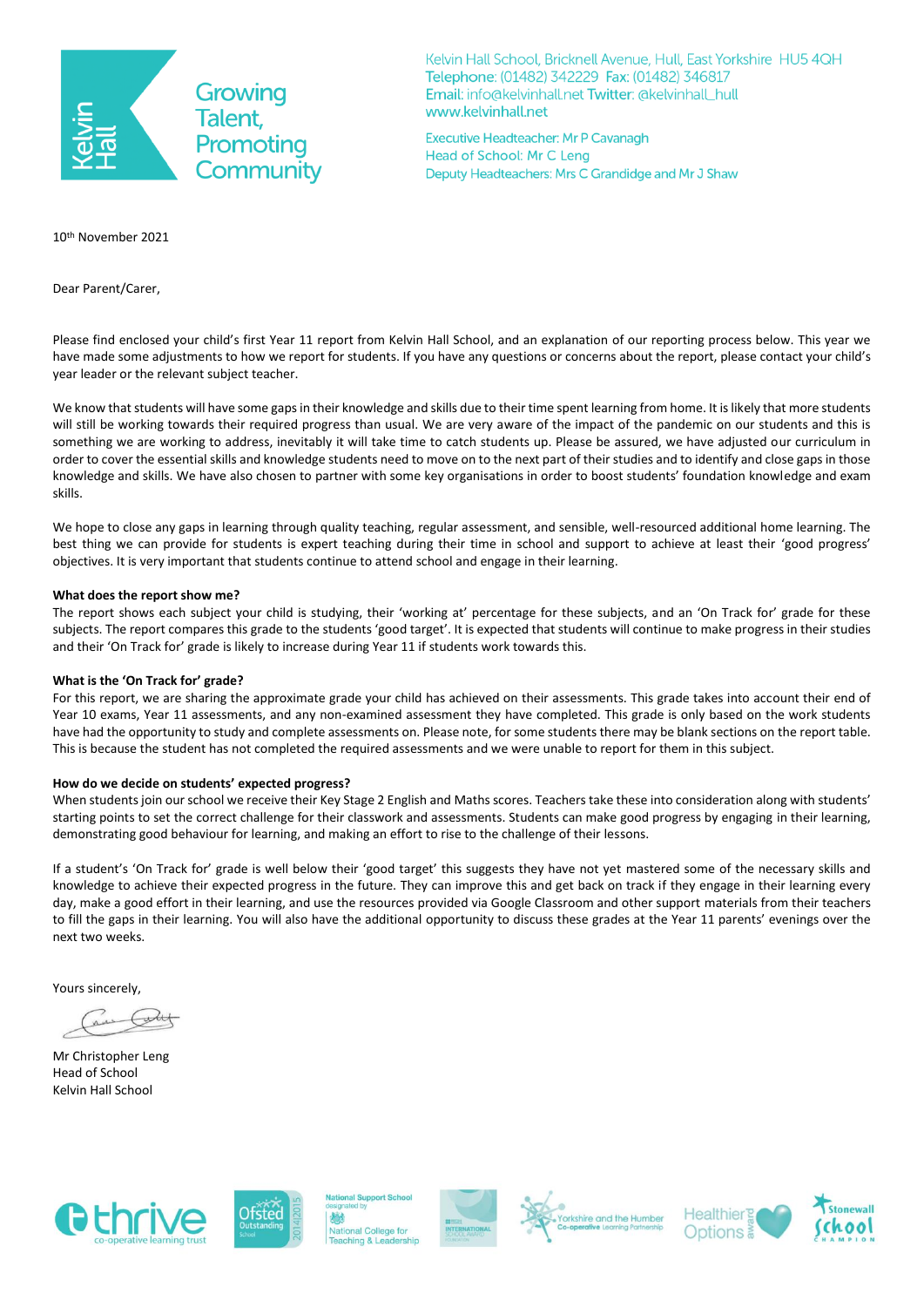Growing Talent, Promoting Community

Kelvin Hall School, Bricknell Avenue, Hull, East Yorkshire HU5 4QH
Telephone: (01482) 342229 Fax: (01482) 346817
Email: info@kelvinhall.net Twitter: @kelvinhall_hull
www.kelvinhall.net

Executive Headteacher: Mr P Cavanagh
Head of School: Mr C Leng
Deputy Headteachers: Mrs C Grandidge and Mr J Shaw

10th November 2021

Dear Parent/Carer,

Please find enclosed your child's first Year 11 report from Kelvin Hall School, and an explanation of our reporting process below. This year we have made some adjustments to how we report for students. If you have any questions or concerns about the report, please contact your child's year leader or the relevant subject teacher.

We know that students will have some gaps in their knowledge and skills due to their time spent learning from home. It is likely that more students will still be working towards their required progress than usual. We are very aware of the impact of the pandemic on our students and this is something we are working to address, inevitably it will take time to catch students up. Please be assured, we have adjusted our curriculum in order to cover the essential skills and knowledge students need to move on to the next part of their studies and to identify and close gaps in those knowledge and skills. We have also chosen to partner with some key organisations in order to boost students' foundation knowledge and exam skills.

We hope to close any gaps in learning through quality teaching, regular assessment, and sensible, well-resourced additional home learning. The best thing we can provide for students is expert teaching during their time in school and support to achieve at least their 'good progress' objectives. It is very important that students continue to attend school and engage in their learning.

**What does the report show me?**
The report shows each subject your child is studying, their 'working at' percentage for these subjects, and an 'On Track for' grade for these subjects. The report compares this grade to the students 'good target'. It is expected that students will continue to make progress in their studies and their 'On Track for' grade is likely to increase during Year 11 if students work towards this.

**What is the 'On Track for' grade?**
For this report, we are sharing the approximate grade your child has achieved on their assessments. This grade takes into account their end of Year 10 exams, Year 11 assessments, and any non-examined assessment they have completed. This grade is only based on the work students have had the opportunity to study and complete assessments on. Please note, for some students there may be blank sections on the report table. This is because the student has not completed the required assessments and we were unable to report for them in this subject.

**How do we decide on students' expected progress?**
When students join our school we receive their Key Stage 2 English and Maths scores. Teachers take these into consideration along with students' starting points to set the correct challenge for their classwork and assessments. Students can make good progress by engaging in their learning, demonstrating good behaviour for learning, and making an effort to rise to the challenge of their lessons.

If a student's 'On Track for' grade is well below their 'good target' this suggests they have not yet mastered some of the necessary skills and knowledge to achieve their expected progress in the future. They can improve this and get back on track if they engage in their learning every day, make a good effort in their learning, and use the resources provided via Google Classroom and other support materials from their teachers to fill the gaps in their learning. You will also have the additional opportunity to discuss these grades at the Year 11 parents' evenings over the next two weeks.

Yours sincerely,

Mr Christopher Leng
Head of School
Kelvin Hall School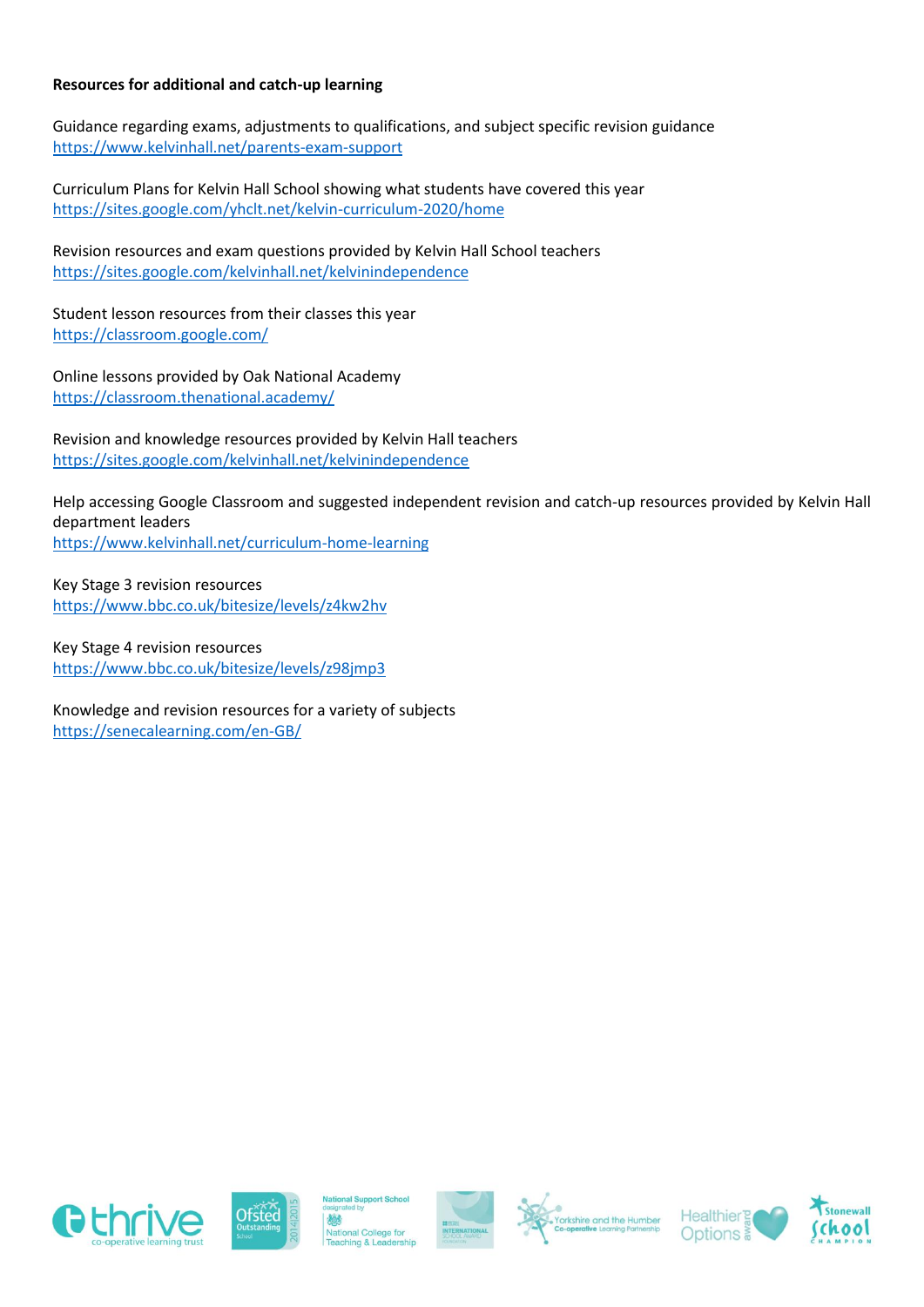**Resources for additional and catch-up learning**

Guidance regarding exams, adjustments to qualifications, and subject specific revision guidance
https://www.kelvinhall.net/parents-exam-support

Curriculum Plans for Kelvin Hall School showing what students have covered this year
https://sites.google.com/yhclt.net/kelvin-curriculum-2020/home

Revision resources and exam questions provided by Kelvin Hall School teachers
https://sites.google.com/kelvinhall.net/kelvinindependence

Student lesson resources from their classes this year
https://classroom.google.com/

Online lessons provided by Oak National Academy
https://classroom.thenational.academy/

Revision and knowledge resources provided by Kelvin Hall teachers
https://sites.google.com/kelvinhall.net/kelvinindependence

Help accessing Google Classroom and suggested independent revision and catch-up resources provided by Kelvin Hall department leaders
https://www.kelvinhall.net/curriculum-home-learning

Key Stage 3 revision resources
https://www.bbc.co.uk/bitesize/levels/z4kw2hv

Key Stage 4 revision resources
https://www.bbc.co.uk/bitesize/levels/z98jmp3

Knowledge and revision resources for a variety of subjects
https://senecalearning.com/en-GB/